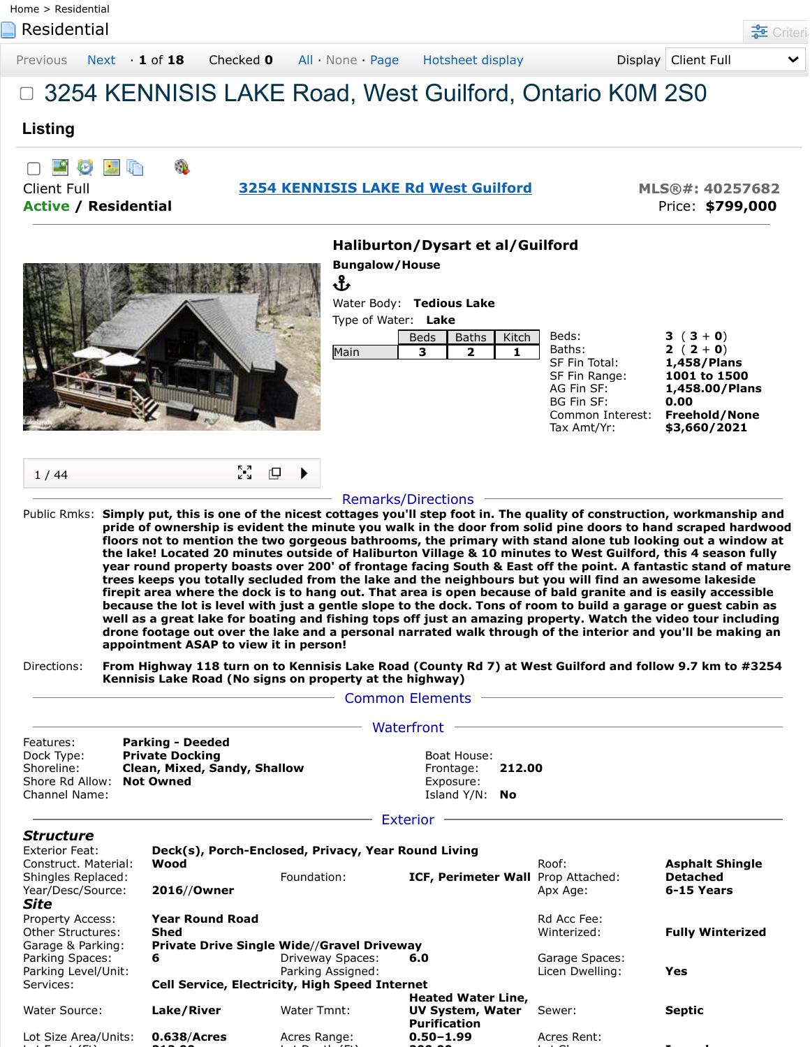Home > Residential

# Residential

Previous Next · 1 of 18 Checked 0 All · None · Page Hotsheet display Display Client Full

# 3254 KENNISIS LAKE Road, West Guilford, Ontario K0M 2S0

## Listing

Client Full — **3254 KENNISIS LAKE Rd West Guilford** — MLS®#: 40257682

**Active** / **Residential** — Price: **$799,000**

### Haliburton/Dysart et al/Guilford

**Bungalow/House**

Water Body: **Tedious Lake**
Type of Water: **Lake**

| | Beds | Baths | Kitch |
|---|---|---|---|
| Main | 3 | 2 | 1 |

| | |
|---|---|
| Beds: | **3** ( **3** + **0**) |
| Baths: | **2** ( **2** + **0**) |
| SF Fin Total: | **1,458/Plans** |
| SF Fin Range: | **1001 to 1500** |
| AG Fin SF: | **1,458.00/Plans** |
| BG Fin SF: | **0.00** |
| Common Interest: | **Freehold/None** |
| Tax Amt/Yr: | **$3,660/2021** |

1 / 44

## Remarks/Directions

Public Rmks: **Simply put, this is one of the nicest cottages you'll step foot in. The quality of construction, workmanship and pride of ownership is evident the minute you walk in the door from solid pine doors to hand scraped hardwood floors not to mention the two gorgeous bathrooms, the primary with stand alone tub looking out a window at the lake! Located 20 minutes outside of Haliburton Village & 10 minutes to West Guilford, this 4 season fully year round property boasts over 200' of frontage facing South & East off the point. A fantastic stand of mature trees keeps you totally secluded from the lake and the neighbours but you will find an awesome lakeside firepit area where the dock is to hang out. That area is open because of bald granite and is easily accessible because the lot is level with just a gentle slope to the dock. Tons of room to build a garage or guest cabin as well as a great lake for boating and fishing tops off just an amazing property. Watch the video tour including drone footage out over the lake and a personal narrated walk through of the interior and you'll be making an appointment ASAP to view it in person!**

Directions: **From Highway 118 turn on to Kennisis Lake Road (County Rd 7) at West Guilford and follow 9.7 km to #3254 Kennisis Lake Road (No signs on property at the highway)**

## Common Elements

## Waterfront

| | | | |
|---|---|---|---|
| Features: | **Parking - Deeded** | | |
| Dock Type: | **Private Docking** | Boat House: | |
| Shoreline: | **Clean, Mixed, Sandy, Shallow** | Frontage: | **212.00** |
| Shore Rd Allow: | **Not Owned** | Exposure: | |
| Channel Name: | | Island Y/N: | **No** |

## Exterior

### *Structure*

| | | | | | |
|---|---|---|---|---|---|
| Exterior Feat: | **Deck(s), Porch-Enclosed, Privacy, Year Round Living** | | | | |
| Construct. Material: | **Wood** | | | Roof: | **Asphalt Shingle** |
| Shingles Replaced: | | Foundation: | **ICF, Perimeter Wall** | Prop Attached: | **Detached** |
| Year/Desc/Source: | **2016//Owner** | | | Apx Age: | **6-15 Years** |

### *Site*

| | | | | | |
|---|---|---|---|---|---|
| Property Access: | **Year Round Road** | | | Rd Acc Fee: | |
| Other Structures: | **Shed** | | | Winterized: | **Fully Winterized** |
| Garage & Parking: | **Private Drive Single Wide//Gravel Driveway** | | | | |
| Parking Spaces: | **6** | Driveway Spaces: | **6.0** | Garage Spaces: | |
| Parking Level/Unit: | | Parking Assigned: | | Licen Dwelling: | **Yes** |
| Services: | **Cell Service, Electricity, High Speed Internet** | | | | |
| Water Source: | **Lake/River** | Water Tmnt: | **Heated Water Line, UV System, Water Purification** | Sewer: | **Septic** |
| Lot Size Area/Units: | **0.638/Acres** | Acres Range: | **0.50–1.99** | Acres Rent: | |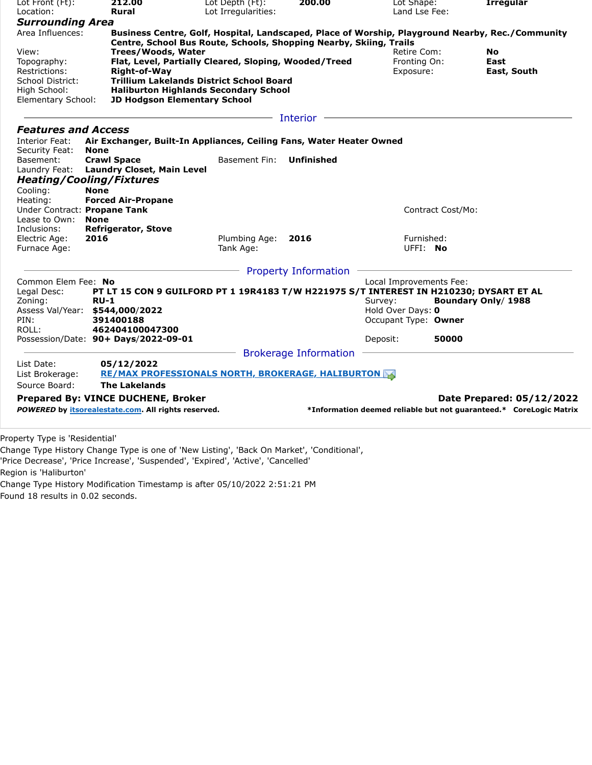| Lot Front (Ft): | 212.00 | Lot Depth (Ft): | 200.00 | Lot Shape: | Irregular |
| --- | --- | --- | --- | --- | --- |
| Location: | Rural | Lot Irregularities: | | Land Lse Fee: | |

### Surrounding Area

| | | | |
| --- | --- | --- | --- |
| Area Influences: | Business Centre, Golf, Hospital, Landscaped, Place of Worship, Playground Nearby, Rec./Community Centre, School Bus Route, Schools, Shopping Nearby, Skiing, Trails | | |
| View: | Trees/Woods, Water | Retire Com: | No |
| Topography: | Flat, Level, Partially Cleared, Sloping, Wooded/Treed | Fronting On: | East |
| Restrictions: | Right-of-Way | Exposure: | East, South |
| School District: | Trillium Lakelands District School Board | | |
| High School: | Haliburton Highlands Secondary School | | |
| Elementary School: | JD Hodgson Elementary School | | |

## Interior

### Features and Access

| | | | |
| --- | --- | --- | --- |
| Interior Feat: | Air Exchanger, Built-In Appliances, Ceiling Fans, Water Heater Owned | | |
| Security Feat: | None | | |
| Basement: | Crawl Space | Basement Fin: | Unfinished |
| Laundry Feat: | Laundry Closet, Main Level | | |

### Heating/Cooling/Fixtures

| | | | | | |
| --- | --- | --- | --- | --- | --- |
| Cooling: | None | | | | |
| Heating: | Forced Air-Propane | | | | |
| Under Contract: | Propane Tank | | | Contract Cost/Mo: | |
| Lease to Own: | None | | | | |
| Inclusions: | Refrigerator, Stove | | | | |
| Electric Age: | 2016 | Plumbing Age: | 2016 | Furnished: | |
| Furnace Age: | | Tank Age: | | UFFI: | No |

## Property Information

| | | | |
| --- | --- | --- | --- |
| Common Elem Fee: | No | Local Improvements Fee: | |
| Legal Desc: | PT LT 15 CON 9 GUILFORD PT 1 19R4183 T/W H221975 S/T INTEREST IN H210230; DYSART ET AL | | |
| Zoning: | RU-1 | Survey: | Boundary Only/ 1988 |
| Assess Val/Year: | $544,000/2022 | Hold Over Days: | 0 |
| PIN: | 391400188 | Occupant Type: | Owner |
| ROLL: | 462404100047300 | | |
| Possession/Date: | 90+ Days/2022-09-01 | Deposit: | 50000 |

## Brokerage Information

| | |
| --- | --- |
| List Date: | 05/12/2022 |
| List Brokerage: | RE/MAX PROFESSIONALS NORTH, BROKERAGE, HALIBURTON |
| Source Board: | The Lakelands |

**Prepared By: VINCE DUCHENE, Broker** **Date Prepared: 05/12/2022**

***POWERED* by itsorealestate.com. All rights reserved.** ***Information deemed reliable but not guaranteed.*** **CoreLogic Matrix**

Property Type is 'Residential'
Change Type History Change Type is one of 'New Listing', 'Back On Market', 'Conditional', 'Price Decrease', 'Price Increase', 'Suspended', 'Expired', 'Active', 'Cancelled'
Region is 'Haliburton'
Change Type History Modification Timestamp is after 05/10/2022 2:51:21 PM
Found 18 results in 0.02 seconds.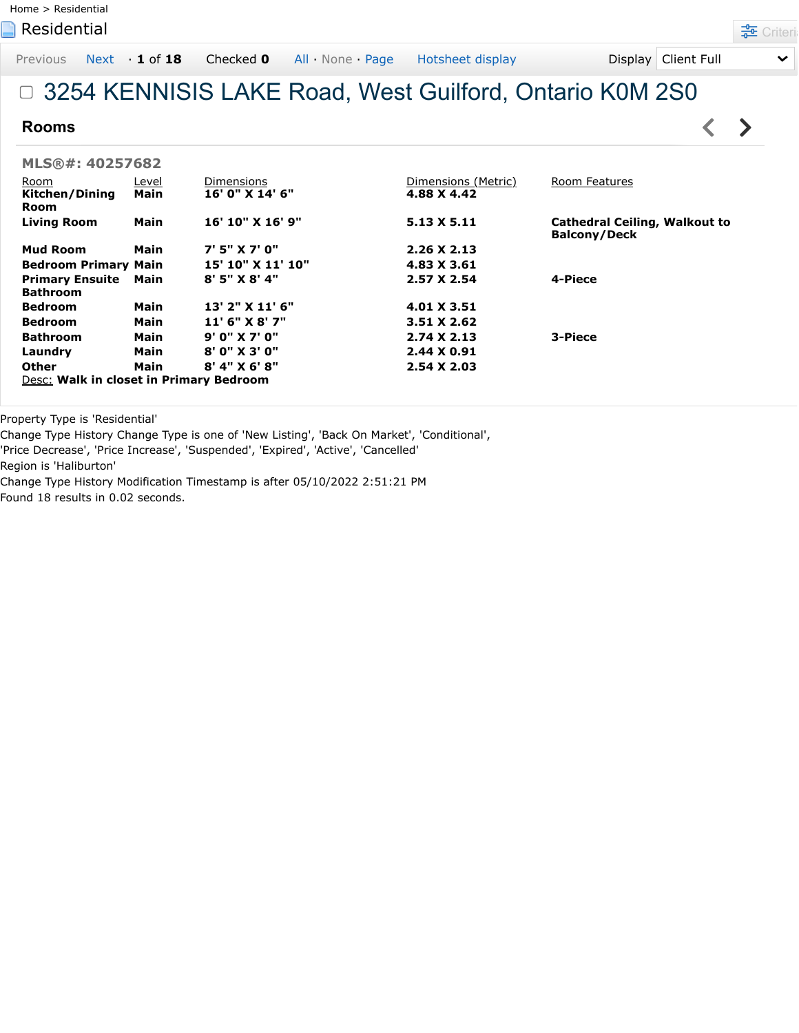Home > Residential

# Residential

Previous Next · 1 of 18 Checked 0 All · None · Page Hotsheet display Display Client Full

## 3254 KENNISIS LAKE Road, West Guilford, Ontario K0M 2S0

### Rooms

**MLS®#: 40257682**

| Room | Level | Dimensions | Dimensions (Metric) | Room Features |
|---|---|---|---|---|
| Kitchen/Dining Room | Main | 16' 0" X 14' 6" | 4.88 X 4.42 | |
| Living Room | Main | 16' 10" X 16' 9" | 5.13 X 5.11 | Cathedral Ceiling, Walkout to Balcony/Deck |
| Mud Room | Main | 7' 5" X 7' 0" | 2.26 X 2.13 | |
| Bedroom Primary | Main | 15' 10" X 11' 10" | 4.83 X 3.61 | |
| Primary Ensuite Bathroom | Main | 8' 5" X 8' 4" | 2.57 X 2.54 | 4-Piece |
| Bedroom | Main | 13' 2" X 11' 6" | 4.01 X 3.51 | |
| Bedroom | Main | 11' 6" X 8' 7" | 3.51 X 2.62 | |
| Bathroom | Main | 9' 0" X 7' 0" | 2.74 X 2.13 | 3-Piece |
| Laundry | Main | 8' 0" X 3' 0" | 2.44 X 0.91 | |
| Other | Main | 8' 4" X 6' 8" | 2.54 X 2.03 | |

Desc: **Walk in closet in Primary Bedroom**

Property Type is 'Residential'
Change Type History Change Type is one of 'New Listing', 'Back On Market', 'Conditional', 'Price Decrease', 'Price Increase', 'Suspended', 'Expired', 'Active', 'Cancelled'
Region is 'Haliburton'
Change Type History Modification Timestamp is after 05/10/2022 2:51:21 PM
Found 18 results in 0.02 seconds.